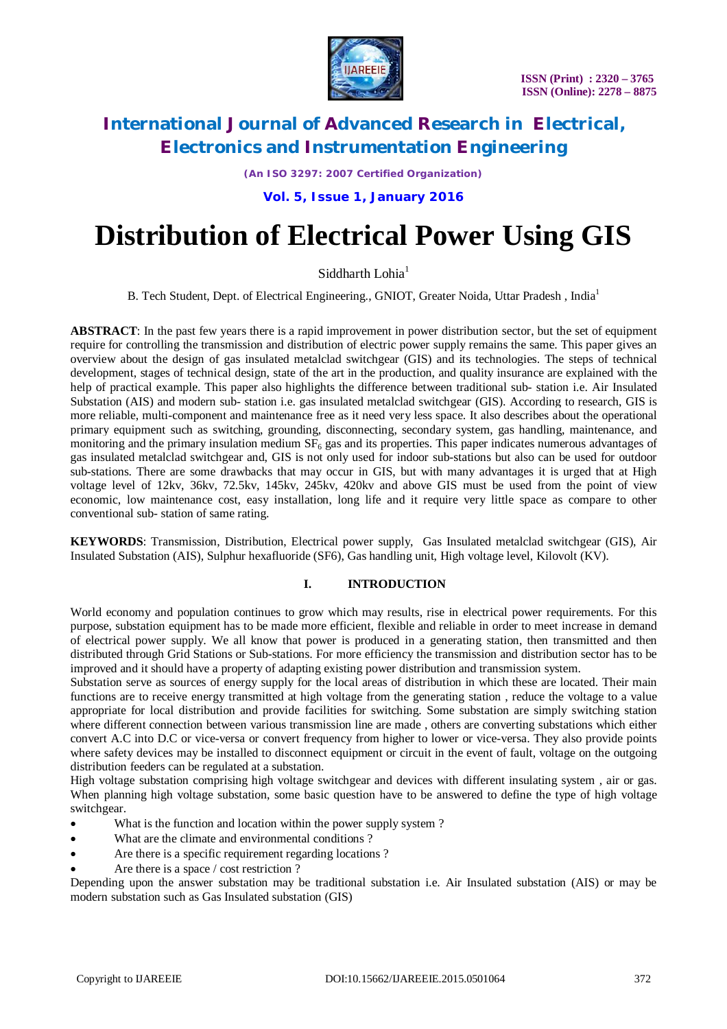# Distribution of Electrical Power Using GIS

Siddharth Lohia[1]

B. Tech Student, Dept. of Electrical Engineering., GNIOT, Greater Noida, Uttar Pradesh , India[1]

**ABSTRACT**: In the past few years there is a rapid improvement in power distribution sector, but the set of equipment require for controlling the transmission and distribution of electric power supply remains the same. This paper gives an overview about the design of gas insulated metalclad switchgear (GIS) and its technologies. The steps of technical development, stages of technical design, state of the art in the production, and quality insurance are explained with the help of practical example. This paper also highlights the difference between traditional sub- station i.e. Air Insulated Substation (AIS) and modern sub- station i.e. gas insulated metalclad switchgear (GIS). According to research, GIS is more reliable, multi-component and maintenance free as it need very less space. It also describes about the operational primary equipment such as switching, grounding, disconnecting, secondary system, gas handling, maintenance, and monitoring and the primary insulation medium $SF_6$ gas and its properties. This paper indicates numerous advantages of gas insulated metalclad switchgear and, GIS is not only used for indoor sub-stations but also can be used for outdoor sub-stations. There are some drawbacks that may occur in GIS, but with many advantages it is urged that at High voltage level of 12kv, 36kv, 72.5kv, 145kv, 245kv, 420kv and above GIS must be used from the point of view economic, low maintenance cost, easy installation, long life and it require very little space as compare to other conventional sub- station of same rating.

**KEYWORDS**: Transmission, Distribution, Electrical power supply, Gas Insulated metalclad switchgear (GIS), Air Insulated Substation (AIS), Sulphur hexafluoride (SF6), Gas handling unit, High voltage level, Kilovolt (KV).

## I. INTRODUCTION

World economy and population continues to grow which may results, rise in electrical power requirements. For this purpose, substation equipment has to be made more efficient, flexible and reliable in order to meet increase in demand of electrical power supply. We all know that power is produced in a generating station, then transmitted and then distributed through Grid Stations or Sub-stations. For more efficiency the transmission and distribution sector has to be improved and it should have a property of adapting existing power distribution and transmission system.

Substation serve as sources of energy supply for the local areas of distribution in which these are located. Their main functions are to receive energy transmitted at high voltage from the generating station , reduce the voltage to a value appropriate for local distribution and provide facilities for switching. Some substation are simply switching station where different connection between various transmission line are made , others are converting substations which either convert A.C into D.C or vice-versa or convert frequency from higher to lower or vice-versa. They also provide points where safety devices may be installed to disconnect equipment or circuit in the event of fault, voltage on the outgoing distribution feeders can be regulated at a substation.

High voltage substation comprising high voltage switchgear and devices with different insulating system , air or gas. When planning high voltage substation, some basic question have to be answered to define the type of high voltage switchgear.

- What is the function and location within the power supply system ?
- What are the climate and environmental conditions ?
- Are there is a specific requirement regarding locations ?
- Are there is a space / cost restriction ?

Depending upon the answer substation may be traditional substation i.e. Air Insulated substation (AIS) or may be modern substation such as Gas Insulated substation (GIS)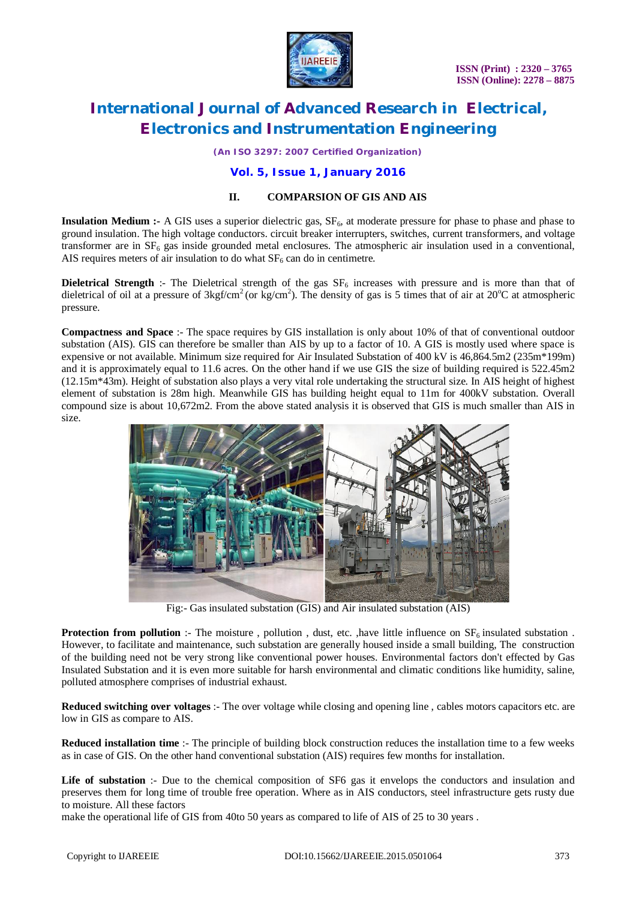## II. COMPARSION OF GIS AND AIS

**Insulation Medium :-** A GIS uses a superior dielectric gas, $SF_6$, at moderate pressure for phase to phase and phase to ground insulation. The high voltage conductors. circuit breaker interrupters, switches, current transformers, and voltage transformer are in $SF_6$ gas inside grounded metal enclosures. The atmospheric air insulation used in a conventional, AIS requires meters of air insulation to do what $SF_6$ can do in centimetre.

**Dieletrical Strength** :- The Dieletrical strength of the gas $SF_6$ increases with pressure and is more than that of dieletrical of oil at a pressure of $3kgf/cm^2$ (or $kg/cm^2$). The density of gas is 5 times that of air at $20^oC$ at atmospheric pressure.

**Compactness and Space** :- The space requires by GIS installation is only about 10% of that of conventional outdoor substation (AIS). GIS can therefore be smaller than AIS by up to a factor of 10. A GIS is mostly used where space is expensive or not available. Minimum size required for Air Insulated Substation of 400 kV is 46,864.5m2 (235m*199m) and it is approximately equal to 11.6 acres. On the other hand if we use GIS the size of building required is 522.45m2 (12.15m*43m). Height of substation also plays a very vital role undertaking the structural size. In AIS height of highest element of substation is 28m high. Meanwhile GIS has building height equal to 11m for 400kV substation. Overall compound size is about 10,672m2. From the above stated analysis it is observed that GIS is much smaller than AIS in size.

Fig:- Gas insulated substation (GIS) and Air insulated substation (AIS)

**Protection from pollution** :- The moisture , pollution , dust, etc. ,have little influence on $SF_6$ insulated substation . However, to facilitate and maintenance, such substation are generally housed inside a small building, The construction of the building need not be very strong like conventional power houses. Environmental factors don't effected by Gas Insulated Substation and it is even more suitable for harsh environmental and climatic conditions like humidity, saline, polluted atmosphere comprises of industrial exhaust.

**Reduced switching over voltages** :- The over voltage while closing and opening line , cables motors capacitors etc. are low in GIS as compare to AIS.

**Reduced installation time** :- The principle of building block construction reduces the installation time to a few weeks as in case of GIS. On the other hand conventional substation (AIS) requires few months for installation.

**Life of substation** :- Due to the chemical composition of SF6 gas it envelops the conductors and insulation and preserves them for long time of trouble free operation. Where as in AIS conductors, steel infrastructure gets rusty due to moisture. All these factors make the operational life of GIS from 40to 50 years as compared to life of AIS of 25 to 30 years .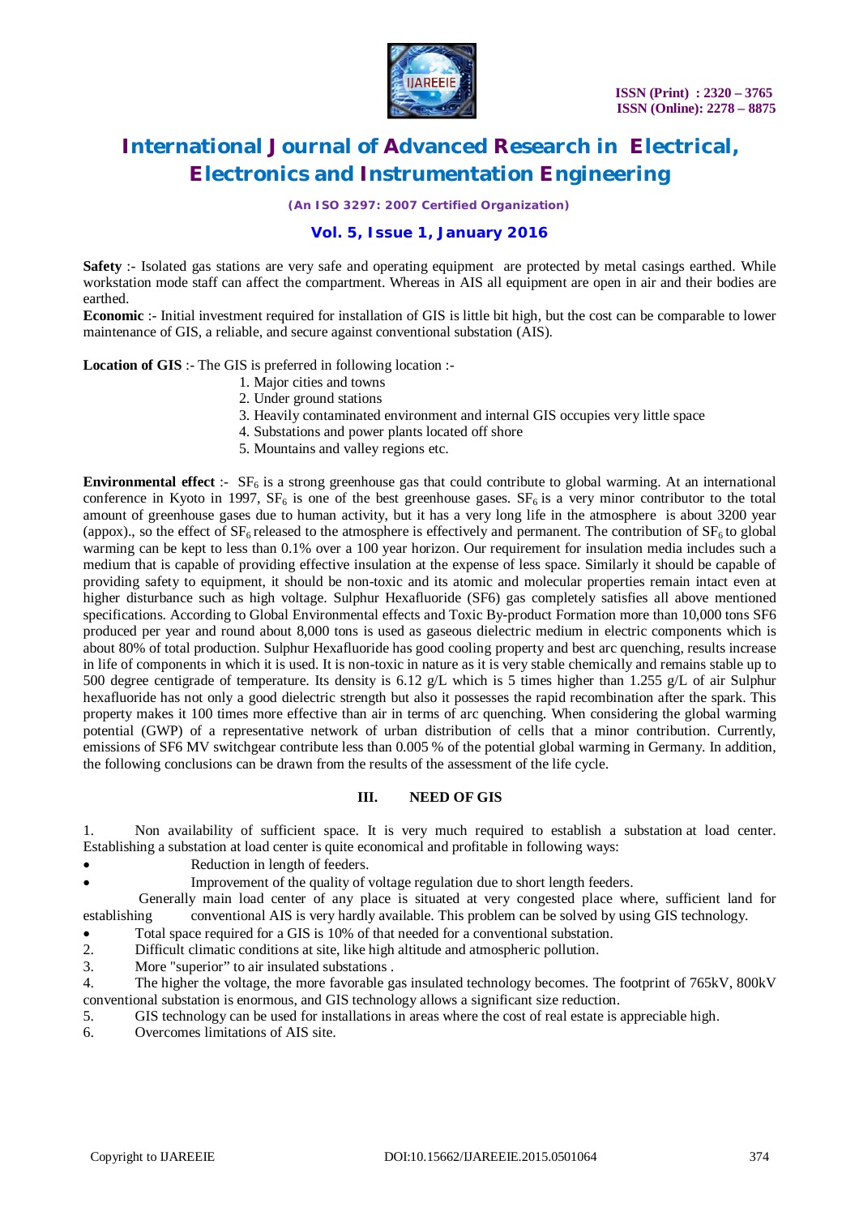**Safety** :- Isolated gas stations are very safe and operating equipment are protected by metal casings earthed. While workstation mode staff can affect the compartment. Whereas in AIS all equipment are open in air and their bodies are earthed.

**Economic** :- Initial investment required for installation of GIS is little bit high, but the cost can be comparable to lower maintenance of GIS, a reliable, and secure against conventional substation (AIS).

**Location of GIS** :- The GIS is preferred in following location :-

1. Major cities and towns
2. Under ground stations
3. Heavily contaminated environment and internal GIS occupies very little space
4. Substations and power plants located off shore
5. Mountains and valley regions etc.

**Environmental effect** :- $SF_6$ is a strong greenhouse gas that could contribute to global warming. At an international conference in Kyoto in 1997, $SF_6$ is one of the best greenhouse gases. $SF_6$ is a very minor contributor to the total amount of greenhouse gases due to human activity, but it has a very long life in the atmosphere is about 3200 year (appox)., so the effect of $SF_6$ released to the atmosphere is effectively and permanent. The contribution of $SF_6$ to global warming can be kept to less than 0.1% over a 100 year horizon. Our requirement for insulation media includes such a medium that is capable of providing effective insulation at the expense of less space. Similarly it should be capable of providing safety to equipment, it should be non-toxic and its atomic and molecular properties remain intact even at higher disturbance such as high voltage. Sulphur Hexafluoride (SF6) gas completely satisfies all above mentioned specifications. According to Global Environmental effects and Toxic By-product Formation more than 10,000 tons SF6 produced per year and round about 8,000 tons is used as gaseous dielectric medium in electric components which is about 80% of total production. Sulphur Hexafluoride has good cooling property and best arc quenching, results increase in life of components in which it is used. It is non-toxic in nature as it is very stable chemically and remains stable up to 500 degree centigrade of temperature. Its density is 6.12 g/L which is 5 times higher than 1.255 g/L of air Sulphur hexafluoride has not only a good dielectric strength but also it possesses the rapid recombination after the spark. This property makes it 100 times more effective than air in terms of arc quenching. When considering the global warming potential (GWP) of a representative network of urban distribution of cells that a minor contribution. Currently, emissions of SF6 MV switchgear contribute less than 0.005 % of the potential global warming in Germany. In addition, the following conclusions can be drawn from the results of the assessment of the life cycle.

## III. NEED OF GIS

1. Non availability of sufficient space. It is very much required to establish a substation at load center. Establishing a substation at load center is quite economical and profitable in following ways:

- Reduction in length of feeders.
- Improvement of the quality of voltage regulation due to short length feeders.

Generally main load center of any place is situated at very congested place where, sufficient land for establishing conventional AIS is very hardly available. This problem can be solved by using GIS technology.

- Total space required for a GIS is 10% of that needed for a conventional substation.

2. Difficult climatic conditions at site, like high altitude and atmospheric pollution.
3. More "superior" to air insulated substations .
4. The higher the voltage, the more favorable gas insulated technology becomes. The footprint of 765kV, 800kV conventional substation is enormous, and GIS technology allows a significant size reduction.
5. GIS technology can be used for installations in areas where the cost of real estate is appreciable high.
6. Overcomes limitations of AIS site.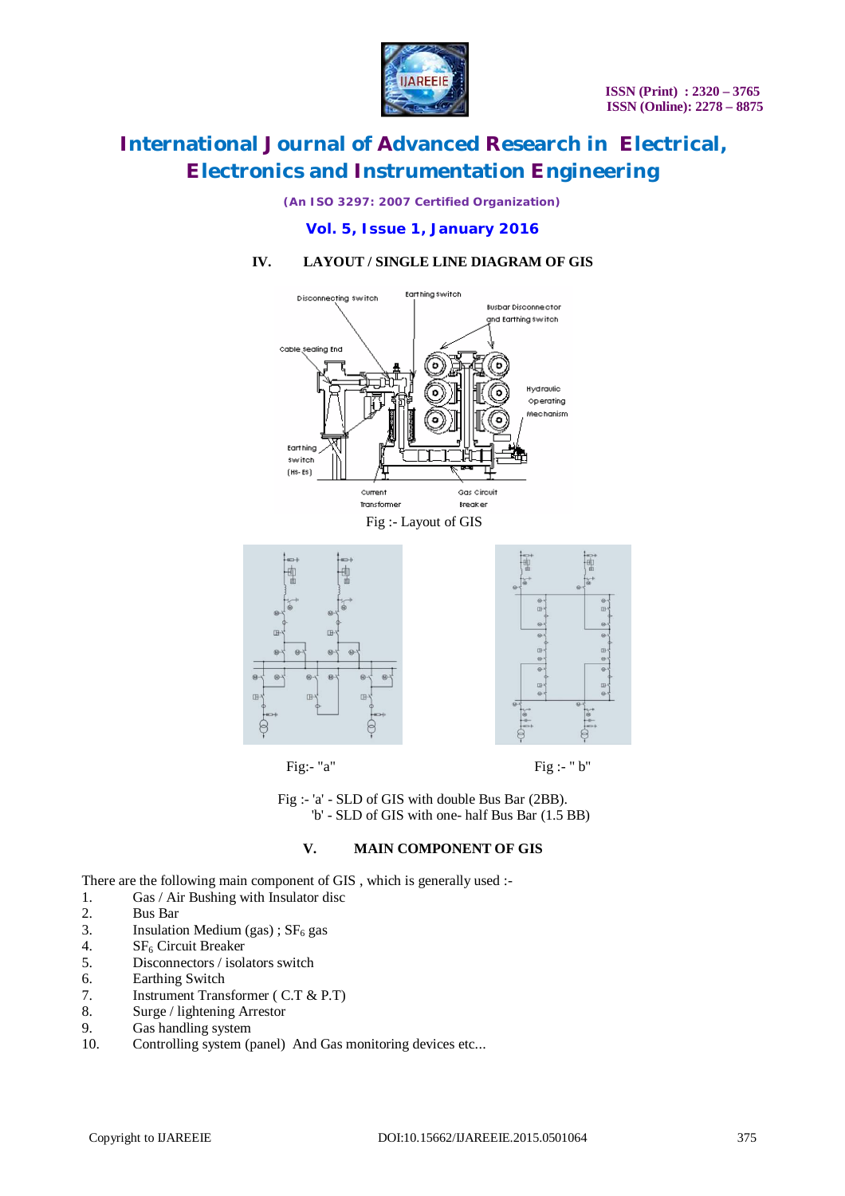## IV. LAYOUT / SINGLE LINE DIAGRAM OF GIS

Fig :- Layout of GIS

Fig:- "a"

Fig :- " b"

Fig :- 'a' - SLD of GIS with double Bus Bar (2BB).
'b' - SLD of GIS with one- half Bus Bar (1.5 BB)

## V. MAIN COMPONENT OF GIS

There are the following main component of GIS , which is generally used :-

1. Gas / Air Bushing with Insulator disc
2. Bus Bar
3. Insulation Medium (gas) ; $SF_6$ gas
4. $SF_6$ Circuit Breaker
5. Disconnectors / isolators switch
6. Earthing Switch
7. Instrument Transformer ( C.T & P.T)
8. Surge / lightening Arrestor
9. Gas handling system
10. Controlling system (panel) And Gas monitoring devices etc...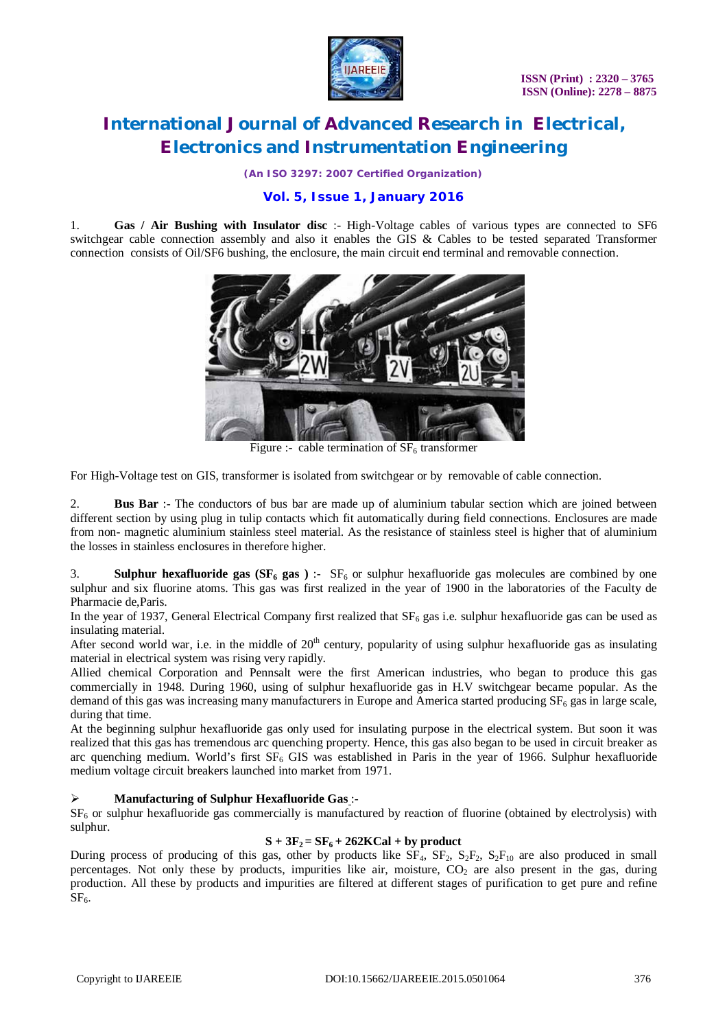1. **Gas / Air Bushing with Insulator disc** :- High-Voltage cables of various types are connected to SF6 switchgear cable connection assembly and also it enables the GIS & Cables to be tested separated Transformer connection consists of Oil/SF6 bushing, the enclosure, the main circuit end terminal and removable connection.

Figure :- cable termination of $SF_6$ transformer

For High-Voltage test on GIS, transformer is isolated from switchgear or by removable of cable connection.

2. **Bus Bar** :- The conductors of bus bar are made up of aluminium tabular section which are joined between different section by using plug in tulip contacts which fit automatically during field connections. Enclosures are made from non- magnetic aluminium stainless steel material. As the resistance of stainless steel is higher that of aluminium the losses in stainless enclosures in therefore higher.

3. **Sulphur hexafluoride gas ($SF_6$ gas )** :- $SF_6$ or sulphur hexafluoride gas molecules are combined by one sulphur and six fluorine atoms. This gas was first realized in the year of 1900 in the laboratories of the Faculty de Pharmacie de,Paris.

In the year of 1937, General Electrical Company first realized that $SF_6$ gas i.e. sulphur hexafluoride gas can be used as insulating material.

After second world war, i.e. in the middle of 20th century, popularity of using sulphur hexafluoride gas as insulating material in electrical system was rising very rapidly.

Allied chemical Corporation and Pennsalt were the first American industries, who began to produce this gas commercially in 1948. During 1960, using of sulphur hexafluoride gas in H.V switchgear became popular. As the demand of this gas was increasing many manufacturers in Europe and America started producing $SF_6$ gas in large scale, during that time.

At the beginning sulphur hexafluoride gas only used for insulating purpose in the electrical system. But soon it was realized that this gas has tremendous arc quenching property. Hence, this gas also began to be used in circuit breaker as arc quenching medium. World's first $SF_6$ GIS was established in Paris in the year of 1966. Sulphur hexafluoride medium voltage circuit breakers launched into market from 1971.

- **Manufacturing of Sulphur Hexafluoride Gas** :-

$SF_6$ or sulphur hexafluoride gas commercially is manufactured by reaction of fluorine (obtained by electrolysis) with sulphur.

$$S + 3F_2 = SF_6 + 262\text{KCal} + \text{by product}$$

During process of producing of this gas, other by products like $SF_4$, $SF_2$, $S_2F_2$, $S_2F_{10}$ are also produced in small percentages. Not only these by products, impurities like air, moisture, $CO_2$ are also present in the gas, during production. All these by products and impurities are filtered at different stages of purification to get pure and refine $SF_6$.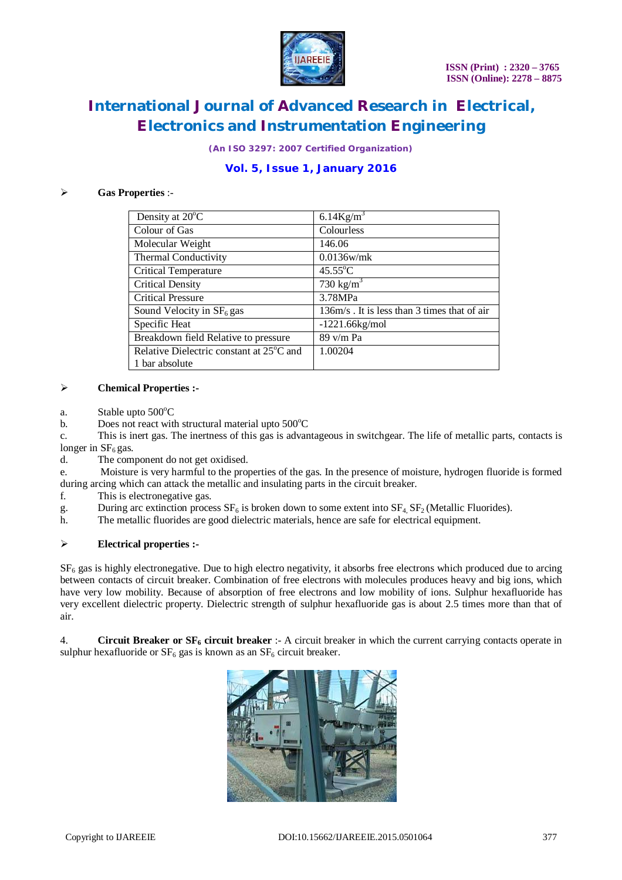➢ **Gas Properties** :-

| | |
|---|---|
| Density at 20°C | 6.14Kg/m$^3$ |
| Colour of Gas | Colourless |
| Molecular Weight | 146.06 |
| Thermal Conductivity | 0.0136w/mk |
| Critical Temperature | 45.55°C |
| Critical Density | 730 kg/m$^3$ |
| Critical Pressure | 3.78MPa |
| Sound Velocity in $SF_6$ gas | 136m/s . It is less than 3 times that of air |
| Specific Heat | -1221.66kg/mol |
| Breakdown field Relative to pressure | 89 v/m Pa |
| Relative Dielectric constant at 25°C and 1 bar absolute | 1.00204 |

➢ **Chemical Properties :-**

a. Stable upto 500°C

b. Does not react with structural material upto 500°C

c. This is inert gas. The inertness of this gas is advantageous in switchgear. The life of metallic parts, contacts is longer in $SF_6$ gas.

d. The component do not get oxidised.

e. Moisture is very harmful to the properties of the gas. In the presence of moisture, hydrogen fluoride is formed during arcing which can attack the metallic and insulating parts in the circuit breaker.

f. This is electronegative gas.

g. During arc extinction process $SF_6$ is broken down to some extent into $SF_4$, $SF_2$ (Metallic Fluorides).

h. The metallic fluorides are good dielectric materials, hence are safe for electrical equipment.

➢ **Electrical properties :-**

$SF_6$ gas is highly electronegative. Due to high electro negativity, it absorbs free electrons which produced due to arcing between contacts of circuit breaker. Combination of free electrons with molecules produces heavy and big ions, which have very low mobility. Because of absorption of free electrons and low mobility of ions. Sulphur hexafluoride has very excellent dielectric property. Dielectric strength of sulphur hexafluoride gas is about 2.5 times more than that of air.

4. **Circuit Breaker or $SF_6$ circuit breaker** :- A circuit breaker in which the current carrying contacts operate in sulphur hexafluoride or $SF_6$ gas is known as an $SF_6$ circuit breaker.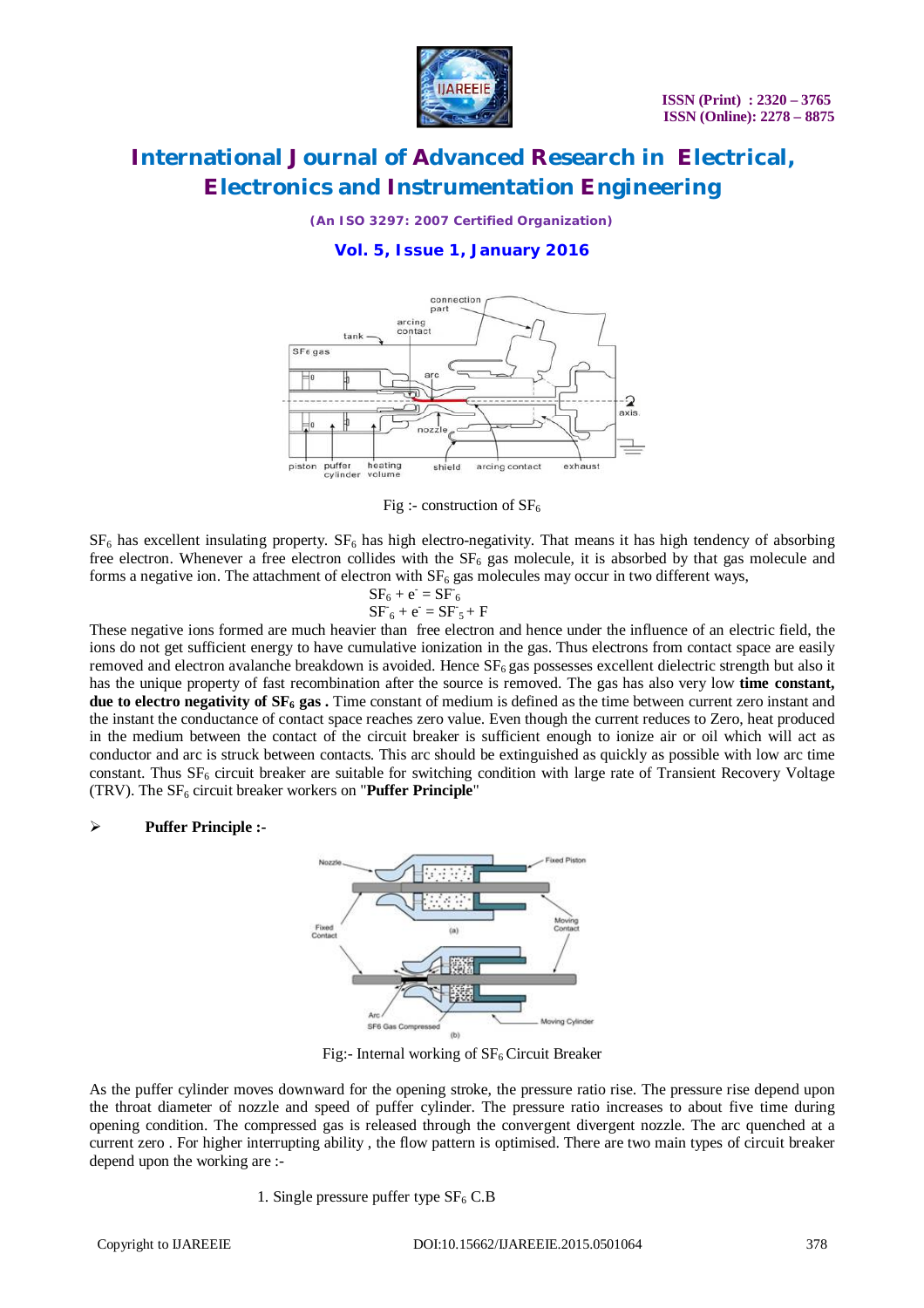Fig :- construction of $SF_6$

$SF_6$ has excellent insulating property. $SF_6$ has high electro-negativity. That means it has high tendency of absorbing free electron. Whenever a free electron collides with the $SF_6$ gas molecule, it is absorbed by that gas molecule and forms a negative ion. The attachment of electron with $SF_6$ gas molecules may occur in two different ways,

$$SF_6 + e^- = SF_6^-$$
$$SF_6 + e^- = SF_5^- + F$$

These negative ions formed are much heavier than free electron and hence under the influence of an electric field, the ions do not get sufficient energy to have cumulative ionization in the gas. Thus electrons from contact space are easily removed and electron avalanche breakdown is avoided. Hence $SF_6$ gas possesses excellent dielectric strength but also it has the unique property of fast recombination after the source is removed. The gas has also very low **time constant, due to electro negativity of $SF_6$ gas .** Time constant of medium is defined as the time between current zero instant and the instant the conductance of contact space reaches zero value. Even though the current reduces to Zero, heat produced in the medium between the contact of the circuit breaker is sufficient enough to ionize air or oil which will act as conductor and arc is struck between contacts. This arc should be extinguished as quickly as possible with low arc time constant. Thus $SF_6$ circuit breaker are suitable for switching condition with large rate of Transient Recovery Voltage (TRV). The $SF_6$ circuit breaker workers on "**Puffer Principle**"

- **Puffer Principle :-**

Fig:- Internal working of $SF_6$ Circuit Breaker

As the puffer cylinder moves downward for the opening stroke, the pressure ratio rise. The pressure rise depend upon the throat diameter of nozzle and speed of puffer cylinder. The pressure ratio increases to about five time during opening condition. The compressed gas is released through the convergent divergent nozzle. The arc quenched at a current zero . For higher interrupting ability , the flow pattern is optimised. There are two main types of circuit breaker depend upon the working are :-

1. Single pressure puffer type $SF_6$ C.B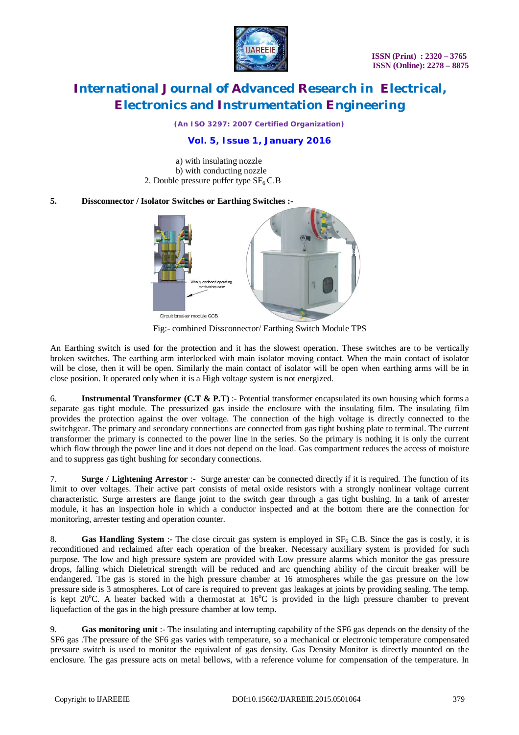a) with insulating nozzle
b) with conducting nozzle
2. Double pressure puffer type $SF_6$ C.B

**5. Dissconnector / Isolator Switches or Earthing Switches :-**

Fig:- combined Dissconnector/ Earthing Switch Module TPS

An Earthing switch is used for the protection and it has the slowest operation. These switches are to be vertically broken switches. The earthing arm interlocked with main isolator moving contact. When the main contact of isolator will be close, then it will be open. Similarly the main contact of isolator will be open when earthing arms will be in close position. It operated only when it is a High voltage system is not energized.

6. **Instrumental Transformer (C.T & P.T)** :- Potential transformer encapsulated its own housing which forms a separate gas tight module. The pressurized gas inside the enclosure with the insulating film. The insulating film provides the protection against the over voltage. The connection of the high voltage is directly connected to the switchgear. The primary and secondary connections are connected from gas tight bushing plate to terminal. The current transformer the primary is connected to the power line in the series. So the primary is nothing it is only the current which flow through the power line and it does not depend on the load. Gas compartment reduces the access of moisture and to suppress gas tight bushing for secondary connections.

7. **Surge / Lightening Arrestor** :- Surge arrester can be connected directly if it is required. The function of its limit to over voltages. Their active part consists of metal oxide resistors with a strongly nonlinear voltage current characteristic. Surge arresters are flange joint to the switch gear through a gas tight bushing. In a tank of arrester module, it has an inspection hole in which a conductor inspected and at the bottom there are the connection for monitoring, arrester testing and operation counter.

8. **Gas Handling System** :- The close circuit gas system is employed in $SF_6$ C.B. Since the gas is costly, it is reconditioned and reclaimed after each operation of the breaker. Necessary auxiliary system is provided for such purpose. The low and high pressure system are provided with Low pressure alarms which monitor the gas pressure drops, falling which Dieletrical strength will be reduced and arc quenching ability of the circuit breaker will be endangered. The gas is stored in the high pressure chamber at 16 atmospheres while the gas pressure on the low pressure side is 3 atmospheres. Lot of care is required to prevent gas leakages at joints by providing sealing. The temp. is kept $20^{o}$C. A heater backed with a thermostat at $16^{o}$C is provided in the high pressure chamber to prevent liquefaction of the gas in the high pressure chamber at low temp.

9. **Gas monitoring unit** :- The insulating and interrupting capability of the SF6 gas depends on the density of the SF6 gas .The pressure of the SF6 gas varies with temperature, so a mechanical or electronic temperature compensated pressure switch is used to monitor the equivalent of gas density. Gas Density Monitor is directly mounted on the enclosure. The gas pressure acts on metal bellows, with a reference volume for compensation of the temperature. In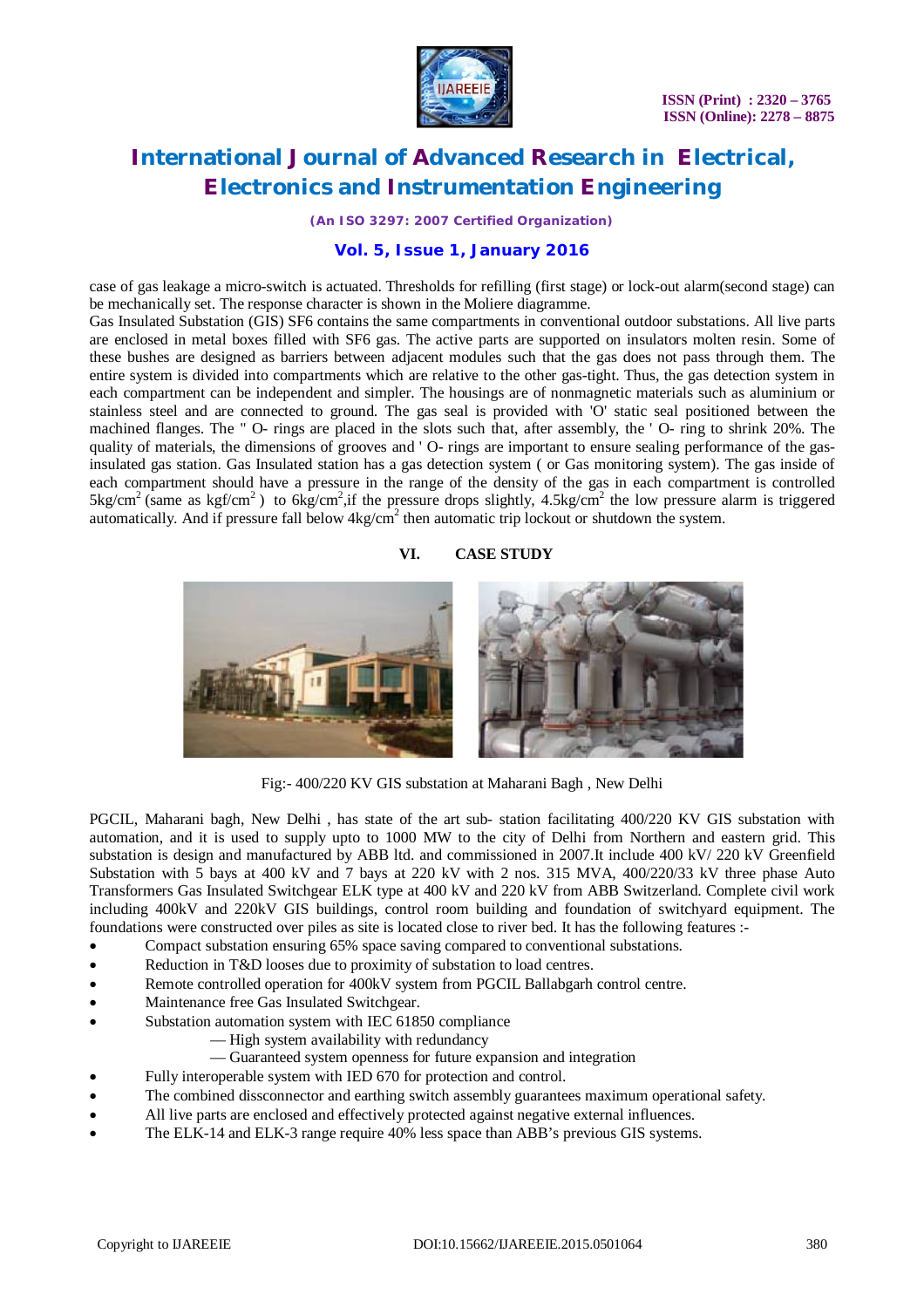case of gas leakage a micro-switch is actuated. Thresholds for refilling (first stage) or lock-out alarm(second stage) can be mechanically set. The response character is shown in the Moliere diagramme.

Gas Insulated Substation (GIS) SF6 contains the same compartments in conventional outdoor substations. All live parts are enclosed in metal boxes filled with SF6 gas. The active parts are supported on insulators molten resin. Some of these bushes are designed as barriers between adjacent modules such that the gas does not pass through them. The entire system is divided into compartments which are relative to the other gas-tight. Thus, the gas detection system in each compartment can be independent and simpler. The housings are of nonmagnetic materials such as aluminium or stainless steel and are connected to ground. The gas seal is provided with 'O' static seal positioned between the machined flanges. The " O- rings are placed in the slots such that, after assembly, the ' O- ring to shrink 20%. The quality of materials, the dimensions of grooves and ' O- rings are important to ensure sealing performance of the gas-insulated gas station. Gas Insulated station has a gas detection system ( or Gas monitoring system). The gas inside of each compartment should have a pressure in the range of the density of the gas in each compartment is controlled $5kg/cm^2$ (same as $kgf/cm^2$ ) to $6kg/cm^2$,if the pressure drops slightly, $4.5kg/cm^2$ the low pressure alarm is triggered automatically. And if pressure fall below $4kg/cm^2$ then automatic trip lockout or shutdown the system.

## VI. CASE STUDY

Fig:- 400/220 KV GIS substation at Maharani Bagh , New Delhi

PGCIL, Maharani bagh, New Delhi , has state of the art sub- station facilitating 400/220 KV GIS substation with automation, and it is used to supply upto to 1000 MW to the city of Delhi from Northern and eastern grid. This substation is design and manufactured by ABB ltd. and commissioned in 2007.It include 400 kV/ 220 kV Greenfield Substation with 5 bays at 400 kV and 7 bays at 220 kV with 2 nos. 315 MVA, 400/220/33 kV three phase Auto Transformers Gas Insulated Switchgear ELK type at 400 kV and 220 kV from ABB Switzerland. Complete civil work including 400kV and 220kV GIS buildings, control room building and foundation of switchyard equipment. The foundations were constructed over piles as site is located close to river bed. It has the following features :-

- Compact substation ensuring 65% space saving compared to conventional substations.
- Reduction in T&D looses due to proximity of substation to load centres.
- Remote controlled operation for 400kV system from PGCIL Ballabgarh control centre.
- Maintenance free Gas Insulated Switchgear.
- Substation automation system with IEC 61850 compliance
  - — High system availability with redundancy
  - — Guaranteed system openness for future expansion and integration
- Fully interoperable system with IED 670 for protection and control.
- The combined dissconnector and earthing switch assembly guarantees maximum operational safety.
- All live parts are enclosed and effectively protected against negative external influences.
- The ELK-14 and ELK-3 range require 40% less space than ABB's previous GIS systems.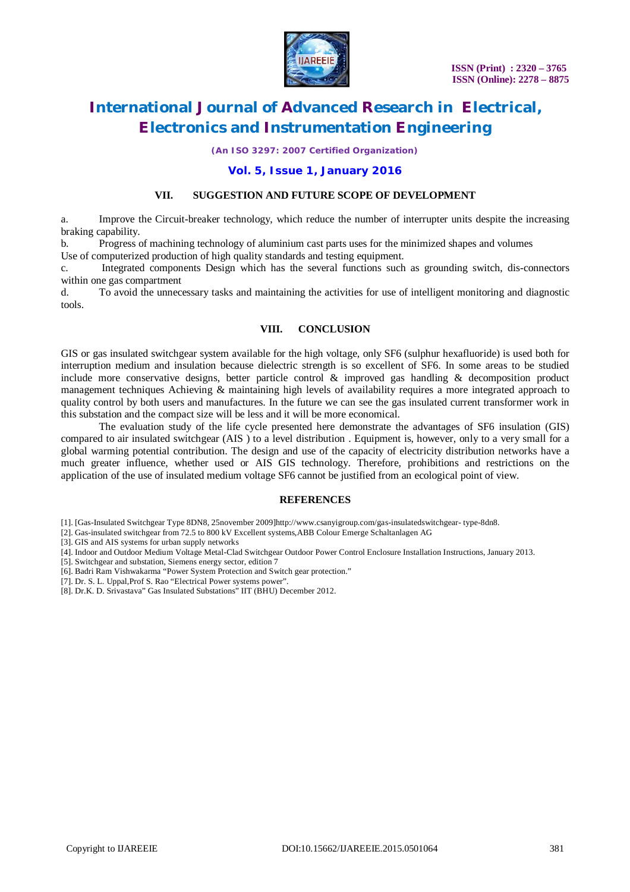## VII. SUGGESTION AND FUTURE SCOPE OF DEVELOPMENT

a. Improve the Circuit-breaker technology, which reduce the number of interrupter units despite the increasing braking capability.

b. Progress of machining technology of aluminium cast parts uses for the minimized shapes and volumes Use of computerized production of high quality standards and testing equipment.

c. Integrated components Design which has the several functions such as grounding switch, dis-connectors within one gas compartment

d. To avoid the unnecessary tasks and maintaining the activities for use of intelligent monitoring and diagnostic tools.

## VIII. CONCLUSION

GIS or gas insulated switchgear system available for the high voltage, only SF6 (sulphur hexafluoride) is used both for interruption medium and insulation because dielectric strength is so excellent of SF6. In some areas to be studied include more conservative designs, better particle control & improved gas handling & decomposition product management techniques Achieving & maintaining high levels of availability requires a more integrated approach to quality control by both users and manufactures. In the future we can see the gas insulated current transformer work in this substation and the compact size will be less and it will be more economical.

The evaluation study of the life cycle presented here demonstrate the advantages of SF6 insulation (GIS) compared to air insulated switchgear (AIS ) to a level distribution . Equipment is, however, only to a very small for a global warming potential contribution. The design and use of the capacity of electricity distribution networks have a much greater influence, whether used or AIS GIS technology. Therefore, prohibitions and restrictions on the application of the use of insulated medium voltage SF6 cannot be justified from an ecological point of view.

## REFERENCES

[1]. [Gas-Insulated Switchgear Type 8DN8, 25november 2009]http://www.csanyigroup.com/gas-insulatedswitchgear- type-8dn8.

[2]. Gas-insulated switchgear from 72.5 to 800 kV Excellent systems,ABB Colour Emerge Schaltanlagen AG

[3]. GIS and AIS systems for urban supply networks

[4]. Indoor and Outdoor Medium Voltage Metal-Clad Switchgear Outdoor Power Control Enclosure Installation Instructions, January 2013.

[5]. Switchgear and substation, Siemens energy sector, edition 7

[6]. Badri Ram Vishwakarma "Power System Protection and Switch gear protection."

[7]. Dr. S. L. Uppal,Prof S. Rao "Electrical Power systems power".

[8]. Dr.K. D. Srivastava" Gas Insulated Substations" IIT (BHU) December 2012.